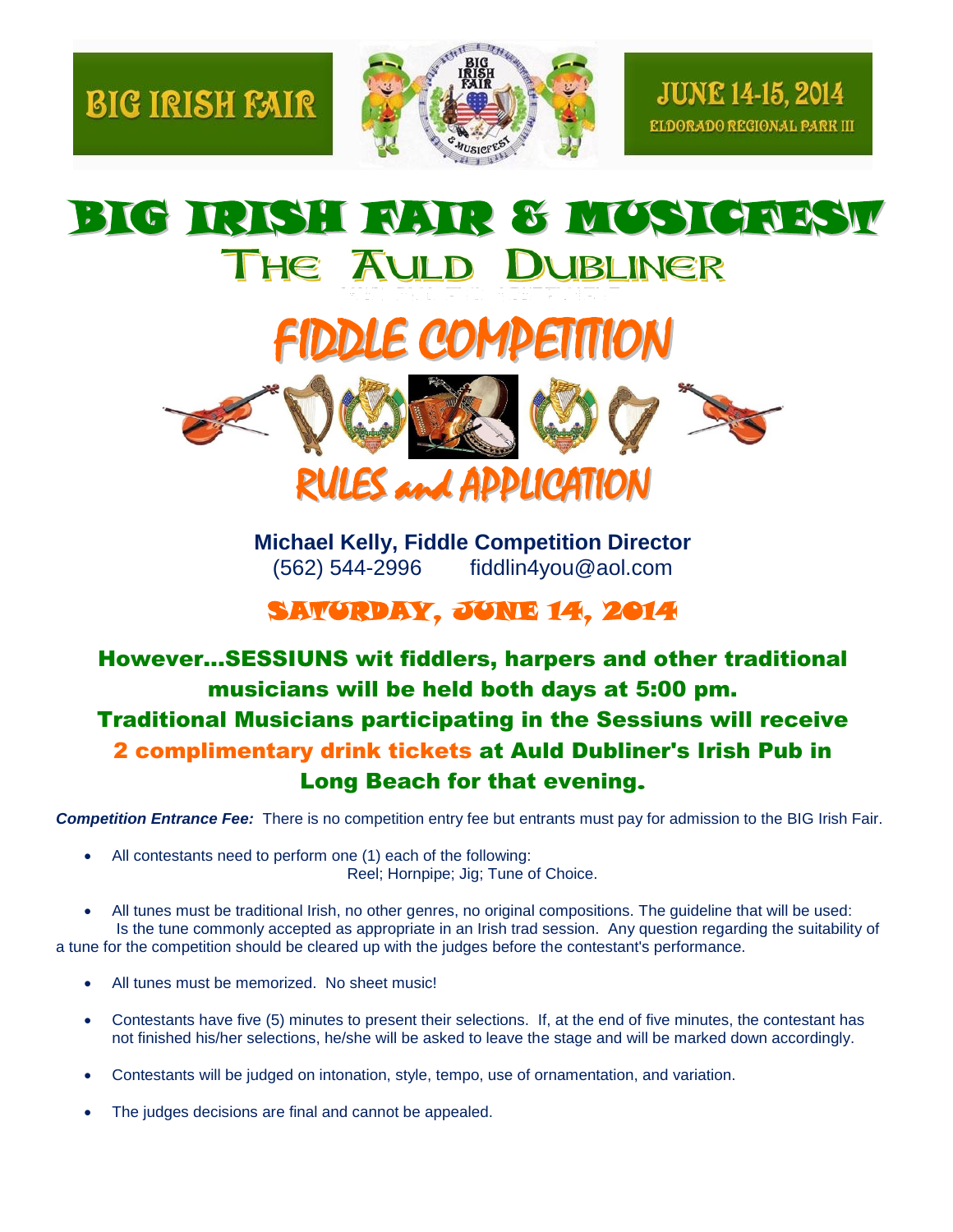BIG IRISH FAIR

JUNE 14-15, 2014
ELDORADO REGIONAL PARK III

# BIG IRISH FAIR & MUSICFEST

## THE AULD DUBLINER

# FIDDLE COMPETITION

## RULES and APPLICATION

**Michael Kelly, Fiddle Competition Director**
(562) 544-2996 fiddlin4you@aol.com

## SATURDAY, JUNE 14, 2014

### However…SESSIUNS wit fiddlers, harpers and other traditional musicians will be held both days at 5:00 pm. Traditional Musicians participating in the Sessiuns will receive 2 complimentary drink tickets at Auld Dubliner's Irish Pub in Long Beach for that evening.

***Competition Entrance Fee:*** There is no competition entry fee but entrants must pay for admission to the BIG Irish Fair.

- All contestants need to perform one (1) each of the following:
  Reel; Hornpipe; Jig; Tune of Choice.

- All tunes must be traditional Irish, no other genres, no original compositions. The guideline that will be used: Is the tune commonly accepted as appropriate in an Irish trad session. Any question regarding the suitability of a tune for the competition should be cleared up with the judges before the contestant's performance.

- All tunes must be memorized. No sheet music!

- Contestants have five (5) minutes to present their selections. If, at the end of five minutes, the contestant has not finished his/her selections, he/she will be asked to leave the stage and will be marked down accordingly.

- Contestants will be judged on intonation, style, tempo, use of ornamentation, and variation.

- The judges decisions are final and cannot be appealed.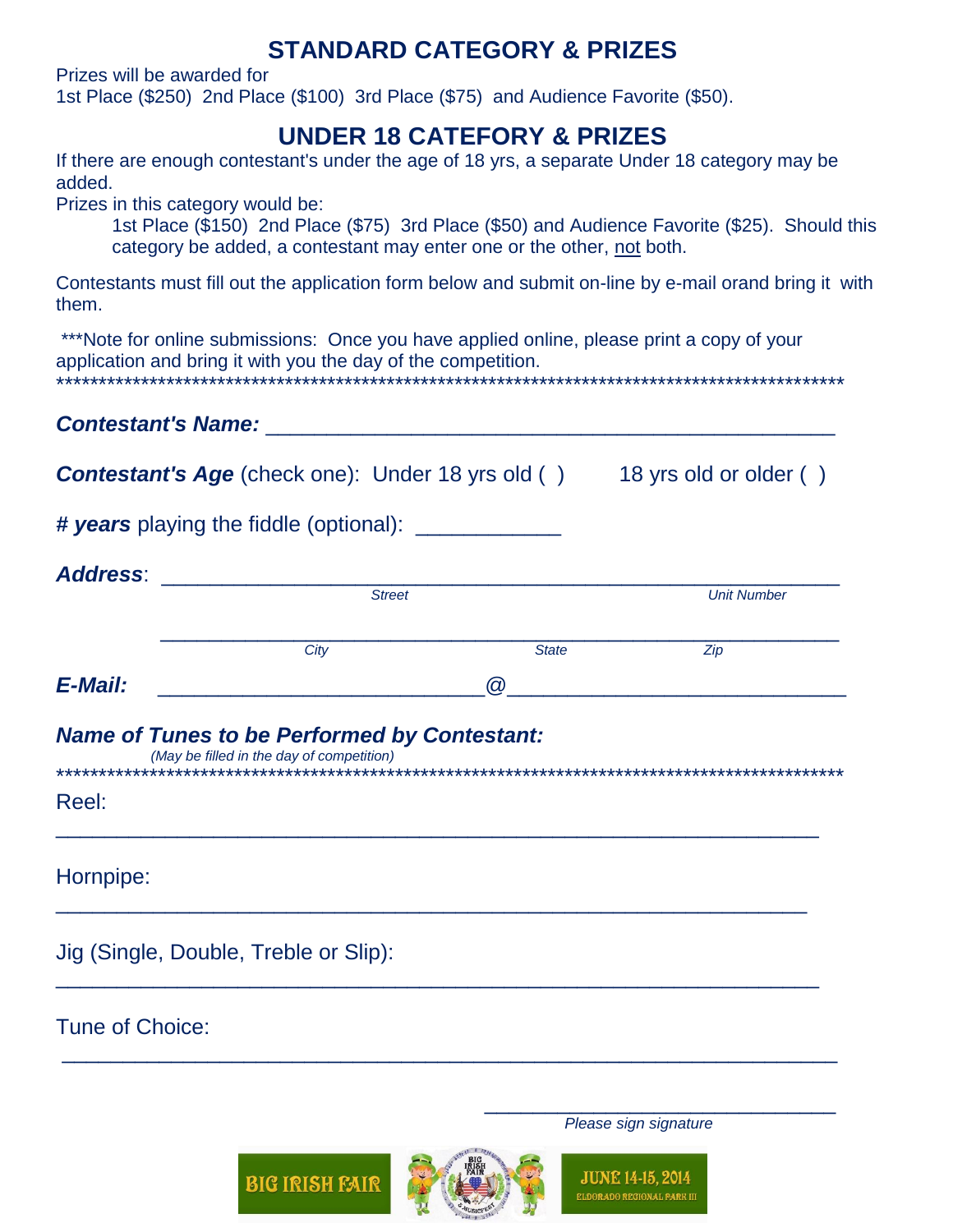## STANDARD CATEGORY & PRIZES

Prizes will be awarded for
1st Place ($250) 2nd Place ($100) 3rd Place ($75) and Audience Favorite ($50).

## UNDER 18 CATEFORY & PRIZES

If there are enough contestant's under the age of 18 yrs, a separate Under 18 category may be added.
Prizes in this category would be:

1st Place ($150) 2nd Place ($75) 3rd Place ($50) and Audience Favorite ($25). Should this category be added, a contestant may enter one or the other, not both.

Contestants must fill out the application form below and submit on-line by e-mail orand bring it with them.

***Note for online submissions: Once you have applied online, please print a copy of your application and bring it with you the day of the competition.

*****************************************************************************************************

***Contestant's Name:*** ______________________________________________

***Contestant's Age*** (check one): Under 18 yrs old ( ) 18 yrs old or older ( )

# ***years*** playing the fiddle (optional): ____________

***Address***: ________________________________________________________

*Street* *Unit Number*

________________________________________________________

*City* *State* *Zip*

***E-Mail:*** ___________________________@____________________________

***Name of Tunes to be Performed by Contestant:***

*(May be filled in the day of competition)*

*****************************************************************************************************

Reel:

_________________________________________________________________

Hornpipe:

_________________________________________________________________

Jig (Single, Double, Treble or Slip):

_________________________________________________________________

Tune of Choice:

_________________________________________________________________

_____________________________

*Please sign signature*

BIG IRISH FAIR JUNE 14-15, 2014 ELDORADO REGIONAL PARK III